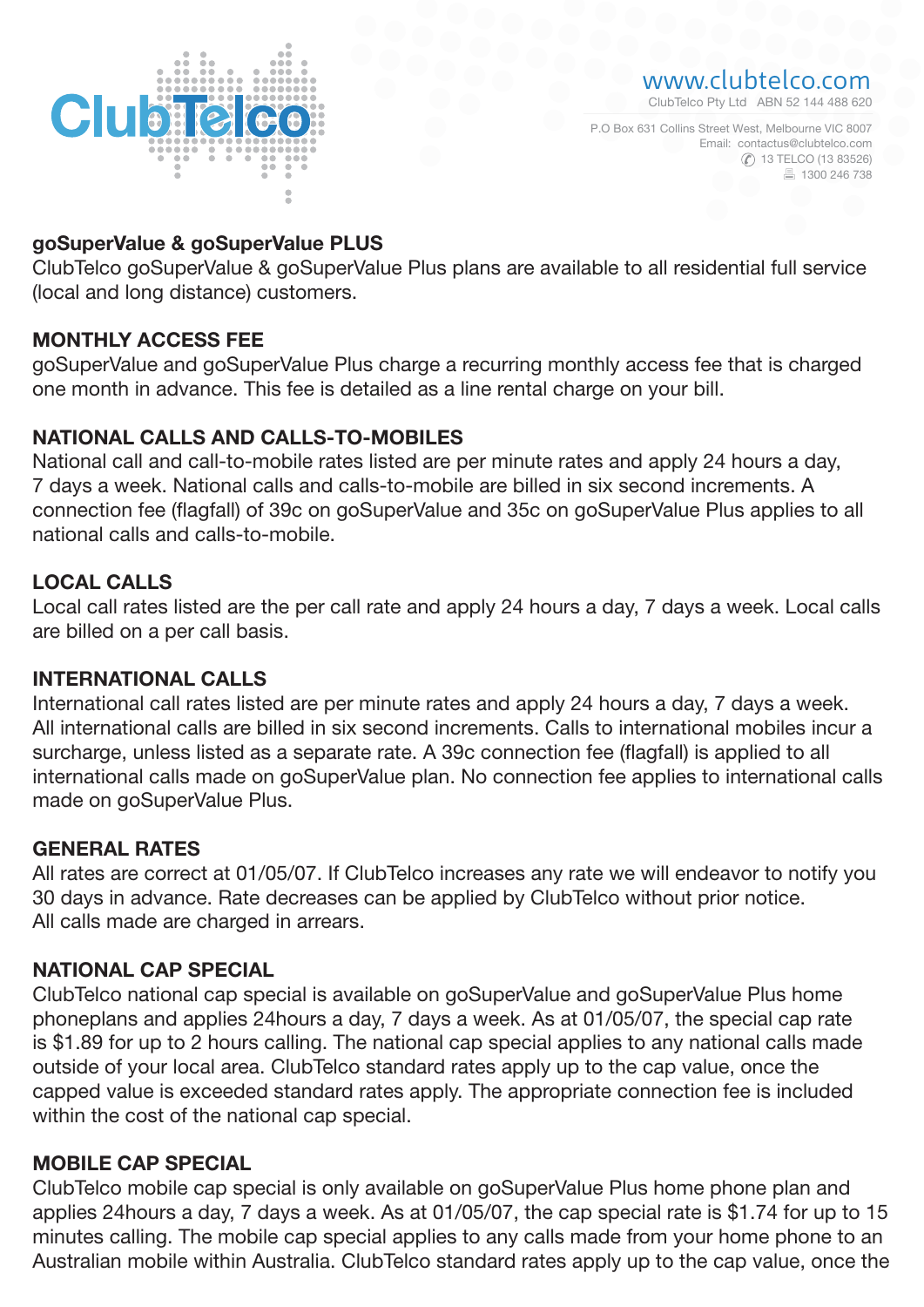ClubTelco

www.clubtelco.com
ClubTelco Pty Ltd ABN 52 144 488 620

P.O Box 631 Collins Street West, Melbourne VIC 8007
Email: contactus@clubtelco.com
13 TELCO (13 83526)
1300 246 738

## goSuperValue & goSuperValue PLUS

ClubTelco goSuperValue & goSuperValue Plus plans are available to all residential full service (local and long distance) customers.

## MONTHLY ACCESS FEE

goSuperValue and goSuperValue Plus charge a recurring monthly access fee that is charged one month in advance. This fee is detailed as a line rental charge on your bill.

## NATIONAL CALLS AND CALLS-TO-MOBILES

National call and call-to-mobile rates listed are per minute rates and apply 24 hours a day, 7 days a week. National calls and calls-to-mobile are billed in six second increments. A connection fee (flagfall) of 39c on goSuperValue and 35c on goSuperValue Plus applies to all national calls and calls-to-mobile.

## LOCAL CALLS

Local call rates listed are the per call rate and apply 24 hours a day, 7 days a week. Local calls are billed on a per call basis.

## INTERNATIONAL CALLS

International call rates listed are per minute rates and apply 24 hours a day, 7 days a week. All international calls are billed in six second increments. Calls to international mobiles incur a surcharge, unless listed as a separate rate. A 39c connection fee (flagfall) is applied to all international calls made on goSuperValue plan. No connection fee applies to international calls made on goSuperValue Plus.

## GENERAL RATES

All rates are correct at 01/05/07. If ClubTelco increases any rate we will endeavor to notify you 30 days in advance. Rate decreases can be applied by ClubTelco without prior notice. All calls made are charged in arrears.

## NATIONAL CAP SPECIAL

ClubTelco national cap special is available on goSuperValue and goSuperValue Plus home phoneplans and applies 24hours a day, 7 days a week. As at 01/05/07, the special cap rate is $1.89 for up to 2 hours calling. The national cap special applies to any national calls made outside of your local area. ClubTelco standard rates apply up to the cap value, once the capped value is exceeded standard rates apply. The appropriate connection fee is included within the cost of the national cap special.

## MOBILE CAP SPECIAL

ClubTelco mobile cap special is only available on goSuperValue Plus home phone plan and applies 24hours a day, 7 days a week. As at 01/05/07, the cap special rate is $1.74 for up to 15 minutes calling. The mobile cap special applies to any calls made from your home phone to an Australian mobile within Australia. ClubTelco standard rates apply up to the cap value, once the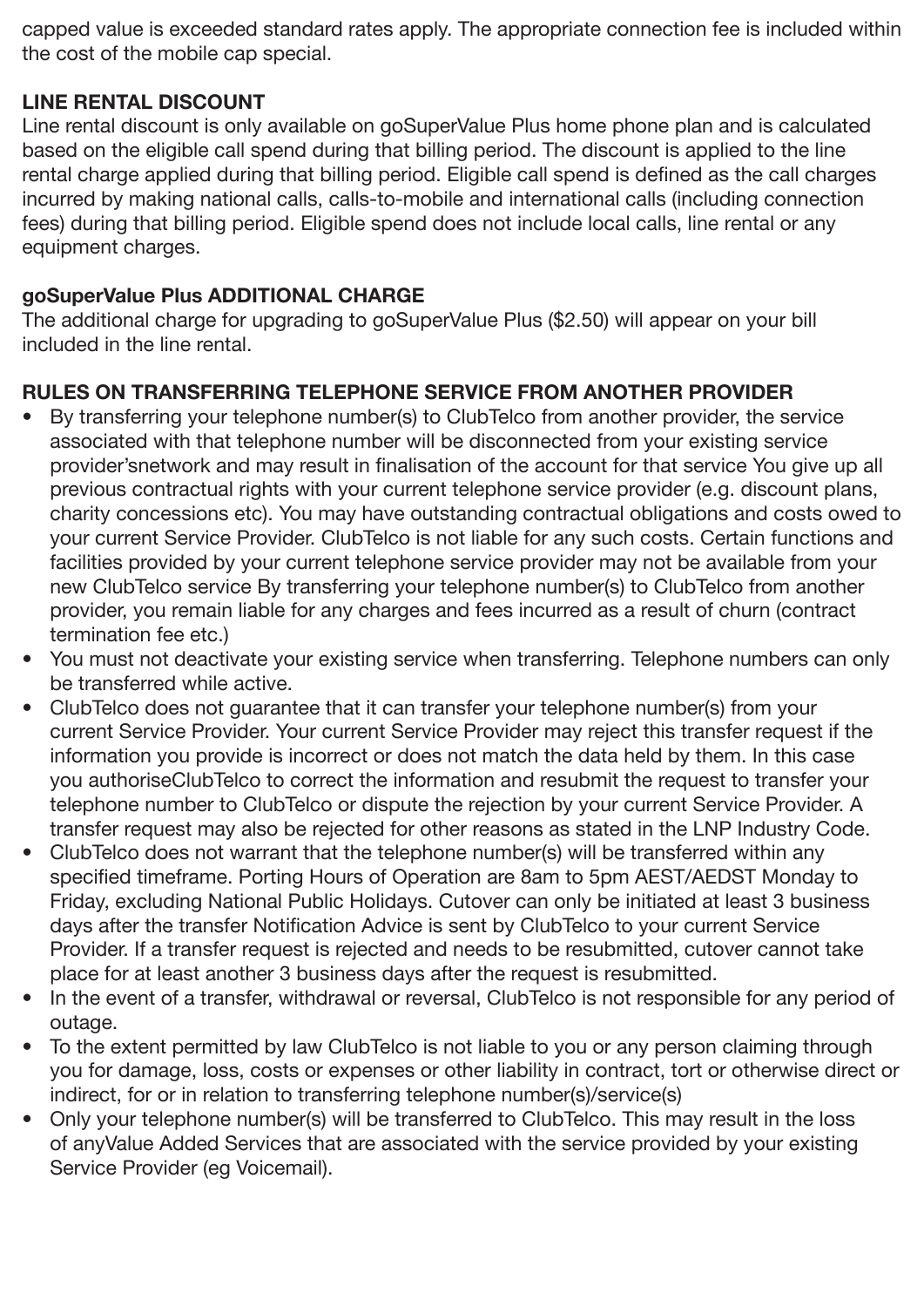capped value is exceeded standard rates apply. The appropriate connection fee is included within the cost of the mobile cap special.

**LINE RENTAL DISCOUNT**

Line rental discount is only available on goSuperValue Plus home phone plan and is calculated based on the eligible call spend during that billing period. The discount is applied to the line rental charge applied during that billing period. Eligible call spend is defined as the call charges incurred by making national calls, calls-to-mobile and international calls (including connection fees) during that billing period. Eligible spend does not include local calls, line rental or any equipment charges.

**goSuperValue Plus ADDITIONAL CHARGE**

The additional charge for upgrading to goSuperValue Plus ($2.50) will appear on your bill included in the line rental.

**RULES ON TRANSFERRING TELEPHONE SERVICE FROM ANOTHER PROVIDER**

- By transferring your telephone number(s) to ClubTelco from another provider, the service associated with that telephone number will be disconnected from your existing service provider'snetwork and may result in finalisation of the account for that service You give up all previous contractual rights with your current telephone service provider (e.g. discount plans, charity concessions etc). You may have outstanding contractual obligations and costs owed to your current Service Provider. ClubTelco is not liable for any such costs. Certain functions and facilities provided by your current telephone service provider may not be available from your new ClubTelco service By transferring your telephone number(s) to ClubTelco from another provider, you remain liable for any charges and fees incurred as a result of churn (contract termination fee etc.)
- You must not deactivate your existing service when transferring. Telephone numbers can only be transferred while active.
- ClubTelco does not guarantee that it can transfer your telephone number(s) from your current Service Provider. Your current Service Provider may reject this transfer request if the information you provide is incorrect or does not match the data held by them. In this case you authoriseClubTelco to correct the information and resubmit the request to transfer your telephone number to ClubTelco or dispute the rejection by your current Service Provider. A transfer request may also be rejected for other reasons as stated in the LNP Industry Code.
- ClubTelco does not warrant that the telephone number(s) will be transferred within any specified timeframe. Porting Hours of Operation are 8am to 5pm AEST/AEDST Monday to Friday, excluding National Public Holidays. Cutover can only be initiated at least 3 business days after the transfer Notification Advice is sent by ClubTelco to your current Service Provider. If a transfer request is rejected and needs to be resubmitted, cutover cannot take place for at least another 3 business days after the request is resubmitted.
- In the event of a transfer, withdrawal or reversal, ClubTelco is not responsible for any period of outage.
- To the extent permitted by law ClubTelco is not liable to you or any person claiming through you for damage, loss, costs or expenses or other liability in contract, tort or otherwise direct or indirect, for or in relation to transferring telephone number(s)/service(s)
- Only your telephone number(s) will be transferred to ClubTelco. This may result in the loss of anyValue Added Services that are associated with the service provided by your existing Service Provider (eg Voicemail).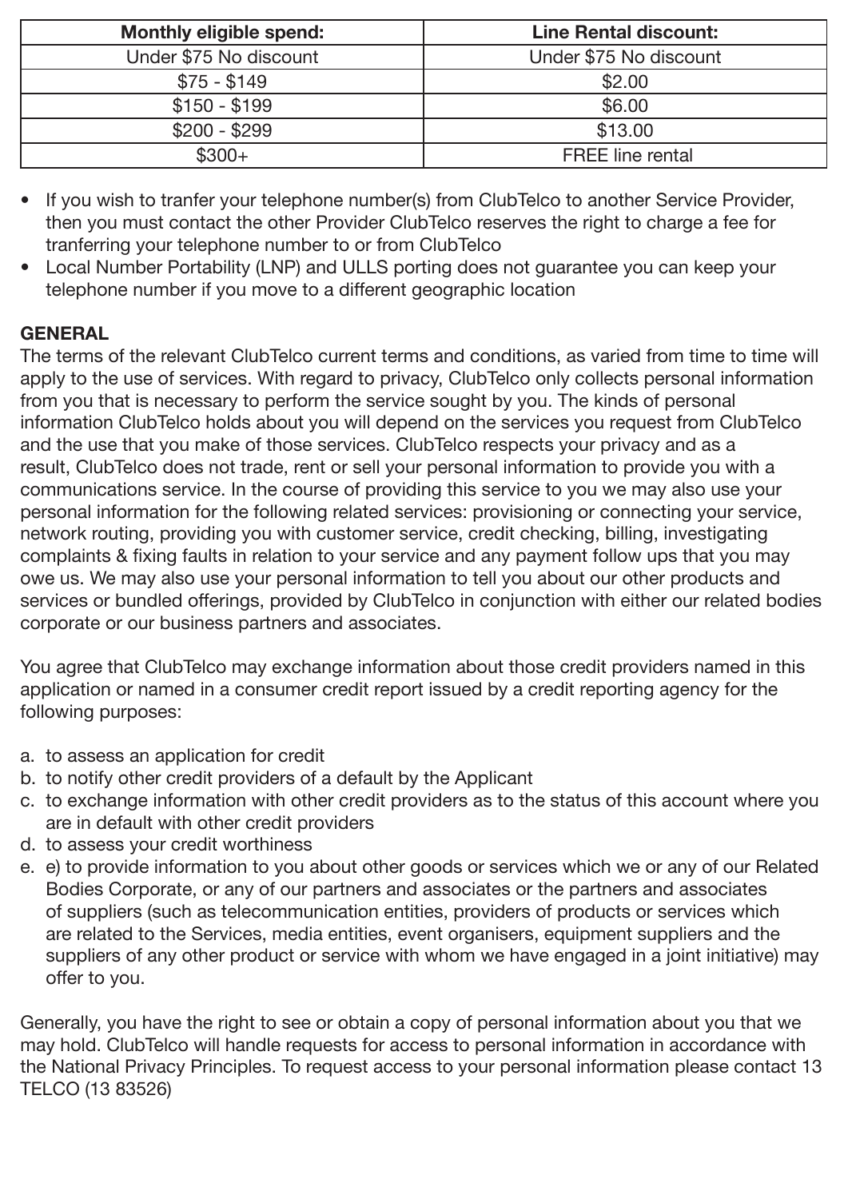| Monthly eligible spend: | Line Rental discount: |
|---|---|
| Under $75 No discount | Under $75 No discount |
| $75 - $149 | $2.00 |
| $150 - $199 | $6.00 |
| $200 - $299 | $13.00 |
| $300+ | FREE line rental |

- If you wish to tranfer your telephone number(s) from ClubTelco to another Service Provider, then you must contact the other Provider ClubTelco reserves the right to charge a fee for tranferring your telephone number to or from ClubTelco
- Local Number Portability (LNP) and ULLS porting does not guarantee you can keep your telephone number if you move to a different geographic location

**GENERAL**

The terms of the relevant ClubTelco current terms and conditions, as varied from time to time will apply to the use of services. With regard to privacy, ClubTelco only collects personal information from you that is necessary to perform the service sought by you. The kinds of personal information ClubTelco holds about you will depend on the services you request from ClubTelco and the use that you make of those services. ClubTelco respects your privacy and as a result, ClubTelco does not trade, rent or sell your personal information to provide you with a communications service. In the course of providing this service to you we may also use your personal information for the following related services: provisioning or connecting your service, network routing, providing you with customer service, credit checking, billing, investigating complaints & fixing faults in relation to your service and any payment follow ups that you may owe us. We may also use your personal information to tell you about our other products and services or bundled offerings, provided by ClubTelco in conjunction with either our related bodies corporate or our business partners and associates.

You agree that ClubTelco may exchange information about those credit providers named in this application or named in a consumer credit report issued by a credit reporting agency for the following purposes:

a. to assess an application for credit
b. to notify other credit providers of a default by the Applicant
c. to exchange information with other credit providers as to the status of this account where you are in default with other credit providers
d. to assess your credit worthiness
e. e) to provide information to you about other goods or services which we or any of our Related Bodies Corporate, or any of our partners and associates or the partners and associates of suppliers (such as telecommunication entities, providers of products or services which are related to the Services, media entities, event organisers, equipment suppliers and the suppliers of any other product or service with whom we have engaged in a joint initiative) may offer to you.

Generally, you have the right to see or obtain a copy of personal information about you that we may hold. ClubTelco will handle requests for access to personal information in accordance with the National Privacy Principles. To request access to your personal information please contact 13 TELCO (13 83526)